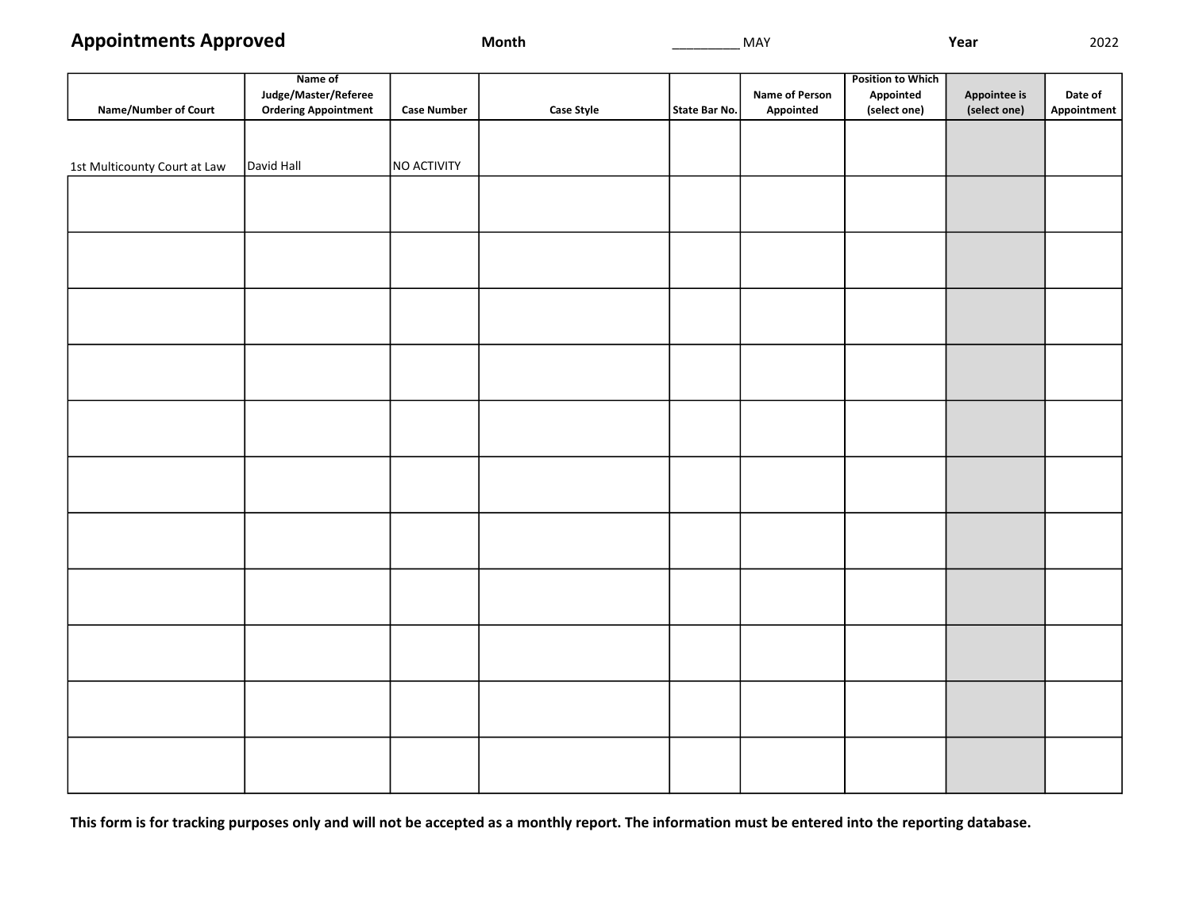# Appointments Approved

**Month** _________ MAY **Year** 2022

| Name/Number of Court | Name of Judge/Master/Referee Ordering Appointment | Case Number | Case Style | State Bar No. | Name of Person Appointed | Position to Which Appointed (select one) | Appointee is (select one) | Date of Appointment |
|---|---|---|---|---|---|---|---|---|
| 1st Multicounty Court at Law | David Hall | NO ACTIVITY | | | | | | |
| | | | | | | | | |
| | | | | | | | | |
| | | | | | | | | |
| | | | | | | | | |
| | | | | | | | | |
| | | | | | | | | |
| | | | | | | | | |
| | | | | | | | | |
| | | | | | | | | |
| | | | | | | | | |
| | | | | | | | | |

**This form is for tracking purposes only and will not be accepted as a monthly report. The information must be entered into the reporting database.**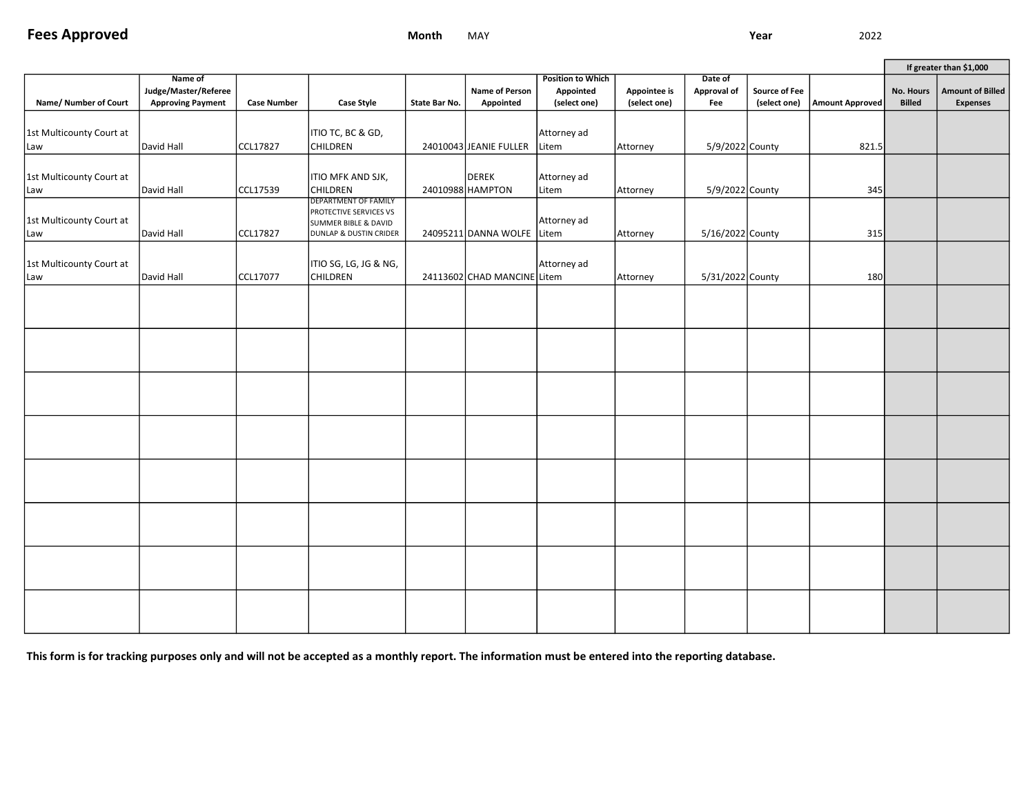**Fees Approved** **Month** MAY **Year** 2022

| Name/ Number of Court | Name of Judge/Master/Referee Approving Payment | Case Number | Case Style | State Bar No. | Name of Person Appointed | Position to Which Appointed (select one) | Appointee is (select one) | Date of Approval of Fee | Source of Fee (select one) | Amount Approved | If greater than $1,000 | |
|---|---|---|---|---|---|---|---|---|---|---|---|---|
| | | | | | | | | | | | No. Hours Billed | Amount of Billed Expenses |
| 1st Multicounty Court at Law | David Hall | CCL17827 | ITIO TC, BC & GD, CHILDREN | 24010043 | JEANIE FULLER | Attorney ad Litem | Attorney | 5/9/2022 | County | 821.5 | | |
| 1st Multicounty Court at Law | David Hall | CCL17539 | ITIO MFK AND SJK, CHILDREN | 24010988 | DEREK HAMPTON | Attorney ad Litem | Attorney | 5/9/2022 | County | 345 | | |
| 1st Multicounty Court at Law | David Hall | CCL17827 | DEPARTMENT OF FAMILY PROTECTIVE SERVICES VS SUMMER BIBLE & DAVID DUNLAP & DUSTIN CRIDER | 24095211 | DANNA WOLFE | Attorney ad Litem | Attorney | 5/16/2022 | County | 315 | | |
| 1st Multicounty Court at Law | David Hall | CCL17077 | ITIO SG, LG, JG & NG, CHILDREN | 24113602 | CHAD MANCINE | Attorney ad Litem | Attorney | 5/31/2022 | County | 180 | | |
| | | | | | | | | | | | | |
| | | | | | | | | | | | | |
| | | | | | | | | | | | | |
| | | | | | | | | | | | | |
| | | | | | | | | | | | | |
| | | | | | | | | | | | | |
| | | | | | | | | | | | | |
| | | | | | | | | | | | | |

**This form is for tracking purposes only and will not be accepted as a monthly report. The information must be entered into the reporting database.**